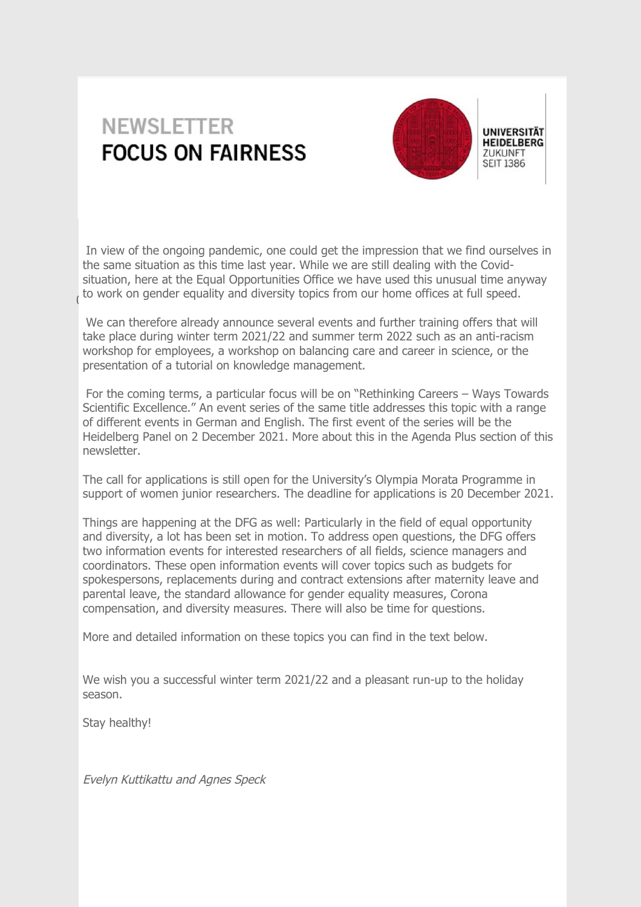# NEWSLETTER
# FOCUS ON FAIRNESS

UNIVERSITÄT HEIDELBERG
ZUKUNFT
SEIT 1386

In view of the ongoing pandemic, one could get the impression that we find ourselves in the same situation as this time last year. While we are still dealing with the Covid-situation, here at the Equal Opportunities Office we have used this unusual time anyway to work on gender equality and diversity topics from our home offices at full speed.

We can therefore already announce several events and further training offers that will take place during winter term 2021/22 and summer term 2022 such as an anti-racism workshop for employees, a workshop on balancing care and career in science, or the presentation of a tutorial on knowledge management.

For the coming terms, a particular focus will be on "Rethinking Careers – Ways Towards Scientific Excellence." An event series of the same title addresses this topic with a range of different events in German and English. The first event of the series will be the Heidelberg Panel on 2 December 2021. More about this in the Agenda Plus section of this newsletter.

The call for applications is still open for the University's Olympia Morata Programme in support of women junior researchers. The deadline for applications is 20 December 2021.

Things are happening at the DFG as well: Particularly in the field of equal opportunity and diversity, a lot has been set in motion. To address open questions, the DFG offers two information events for interested researchers of all fields, science managers and coordinators. These open information events will cover topics such as budgets for spokespersons, replacements during and contract extensions after maternity leave and parental leave, the standard allowance for gender equality measures, Corona compensation, and diversity measures. There will also be time for questions.

More and detailed information on these topics you can find in the text below.

We wish you a successful winter term 2021/22 and a pleasant run-up to the holiday season.

Stay healthy!

*Evelyn Kuttikattu and Agnes Speck*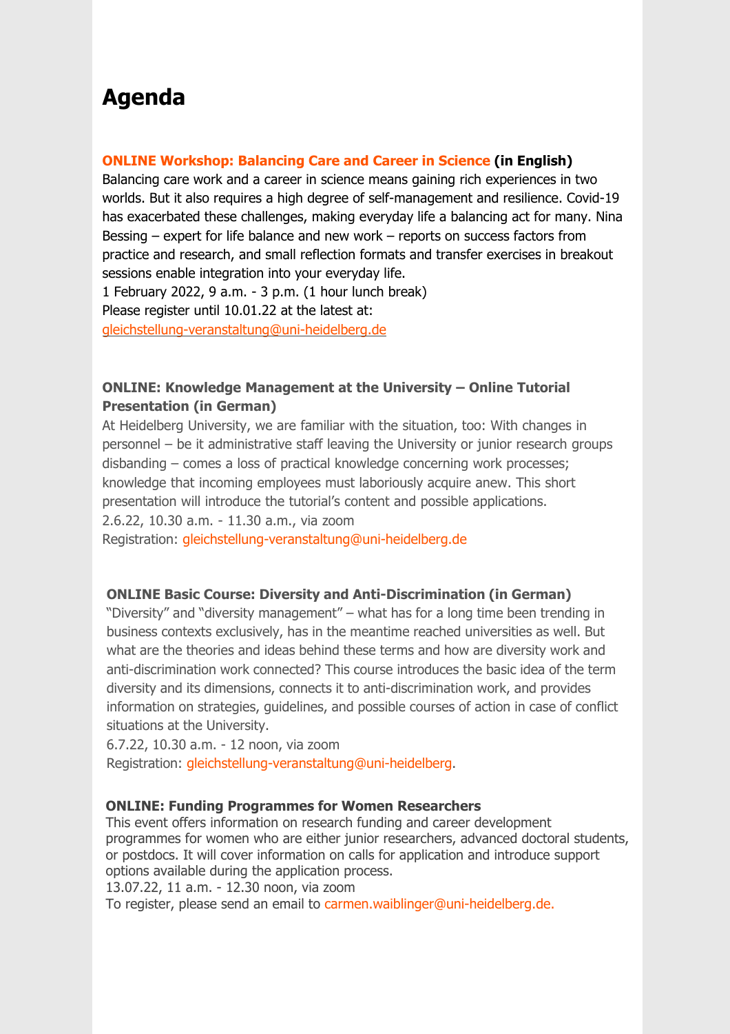# Agenda

**ONLINE Workshop: Balancing Care and Career in Science (in English)**
Balancing care work and a career in science means gaining rich experiences in two worlds. But it also requires a high degree of self-management and resilience. Covid-19 has exacerbated these challenges, making everyday life a balancing act for many. Nina Bessing – expert for life balance and new work – reports on success factors from practice and research, and small reflection formats and transfer exercises in breakout sessions enable integration into your everyday life.
1 February 2022, 9 a.m. - 3 p.m. (1 hour lunch break)
Please register until 10.01.22 at the latest at:
gleichstellung-veranstaltung@uni-heidelberg.de

**ONLINE: Knowledge Management at the University – Online Tutorial Presentation (in German)**
At Heidelberg University, we are familiar with the situation, too: With changes in personnel – be it administrative staff leaving the University or junior research groups disbanding – comes a loss of practical knowledge concerning work processes; knowledge that incoming employees must laboriously acquire anew. This short presentation will introduce the tutorial's content and possible applications.
2.6.22, 10.30 a.m. - 11.30 a.m., via zoom
Registration: gleichstellung-veranstaltung@uni-heidelberg.de

**ONLINE Basic Course: Diversity and Anti-Discrimination (in German)**
"Diversity" and "diversity management" – what has for a long time been trending in business contexts exclusively, has in the meantime reached universities as well. But what are the theories and ideas behind these terms and how are diversity work and anti-discrimination work connected? This course introduces the basic idea of the term diversity and its dimensions, connects it to anti-discrimination work, and provides information on strategies, guidelines, and possible courses of action in case of conflict situations at the University.
6.7.22, 10.30 a.m. - 12 noon, via zoom
Registration: gleichstellung-veranstaltung@uni-heidelberg.

**ONLINE: Funding Programmes for Women Researchers**
This event offers information on research funding and career development programmes for women who are either junior researchers, advanced doctoral students, or postdocs. It will cover information on calls for application and introduce support options available during the application process.
13.07.22, 11 a.m. - 12.30 noon, via zoom
To register, please send an email to carmen.waiblinger@uni-heidelberg.de.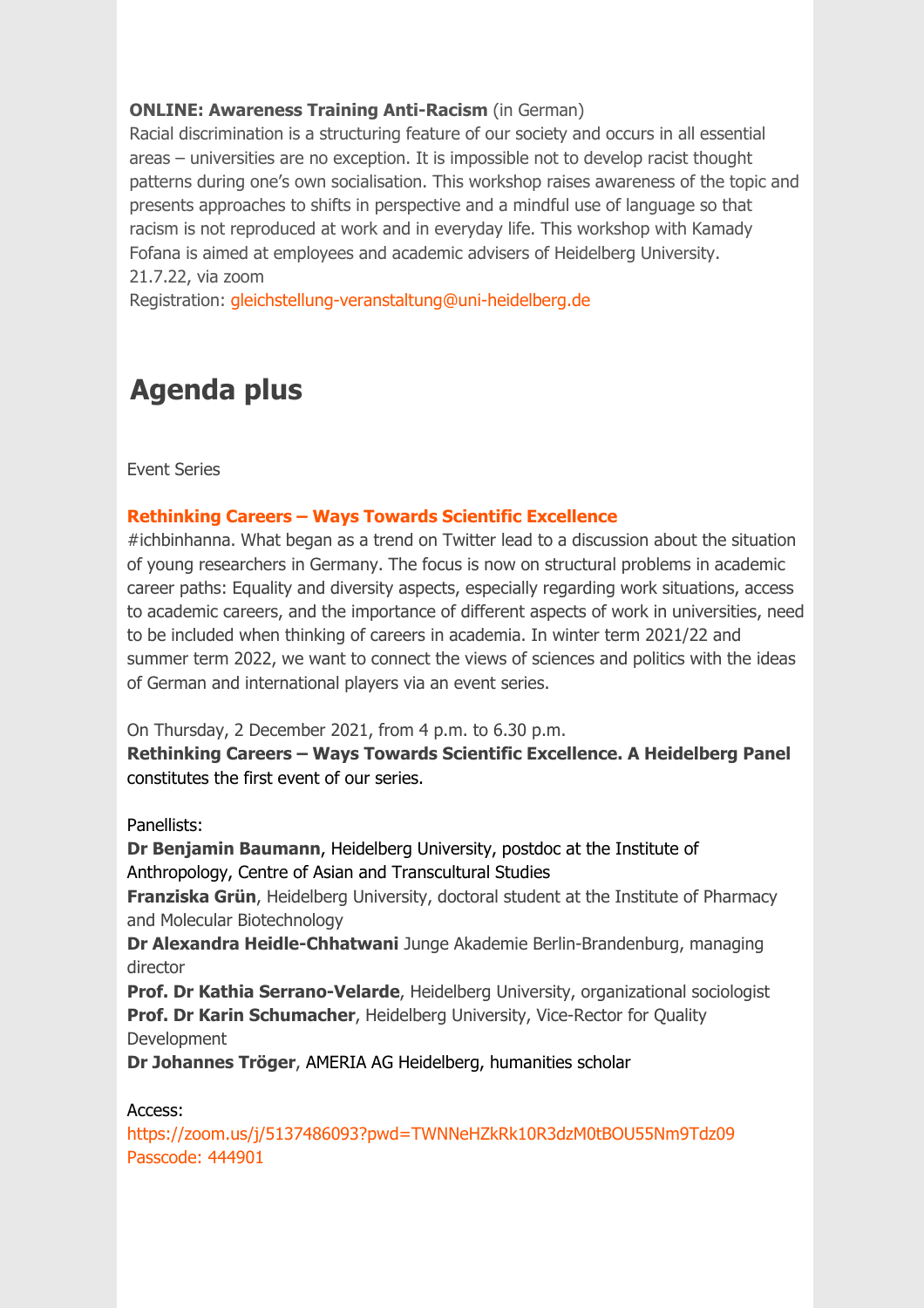**ONLINE: Awareness Training Anti-Racism** (in German)
Racial discrimination is a structuring feature of our society and occurs in all essential areas – universities are no exception. It is impossible not to develop racist thought patterns during one's own socialisation. This workshop raises awareness of the topic and presents approaches to shifts in perspective and a mindful use of language so that racism is not reproduced at work and in everyday life. This workshop with Kamady Fofana is aimed at employees and academic advisers of Heidelberg University.
21.7.22, via zoom
Registration: gleichstellung-veranstaltung@uni-heidelberg.de

# Agenda plus

Event Series

**Rethinking Careers – Ways Towards Scientific Excellence**
#ichbinhanna. What began as a trend on Twitter lead to a discussion about the situation of young researchers in Germany. The focus is now on structural problems in academic career paths: Equality and diversity aspects, especially regarding work situations, access to academic careers, and the importance of different aspects of work in universities, need to be included when thinking of careers in academia. In winter term 2021/22 and summer term 2022, we want to connect the views of sciences and politics with the ideas of German and international players via an event series.

On Thursday, 2 December 2021, from 4 p.m. to 6.30 p.m.
**Rethinking Careers – Ways Towards Scientific Excellence. A Heidelberg Panel** constitutes the first event of our series.

Panellists:
**Dr Benjamin Baumann**, Heidelberg University, postdoc at the Institute of Anthropology, Centre of Asian and Transcultural Studies
**Franziska Grün**, Heidelberg University, doctoral student at the Institute of Pharmacy and Molecular Biotechnology
**Dr Alexandra Heidle-Chhatwani** Junge Akademie Berlin-Brandenburg, managing director
**Prof. Dr Kathia Serrano-Velarde**, Heidelberg University, organizational sociologist
**Prof. Dr Karin Schumacher**, Heidelberg University, Vice-Rector for Quality Development
**Dr Johannes Tröger**, AMERIA AG Heidelberg, humanities scholar

Access:
https://zoom.us/j/5137486093?pwd=TWNNeHZkRk10R3dzM0tBOU55Nm9Tdz09
Passcode: 444901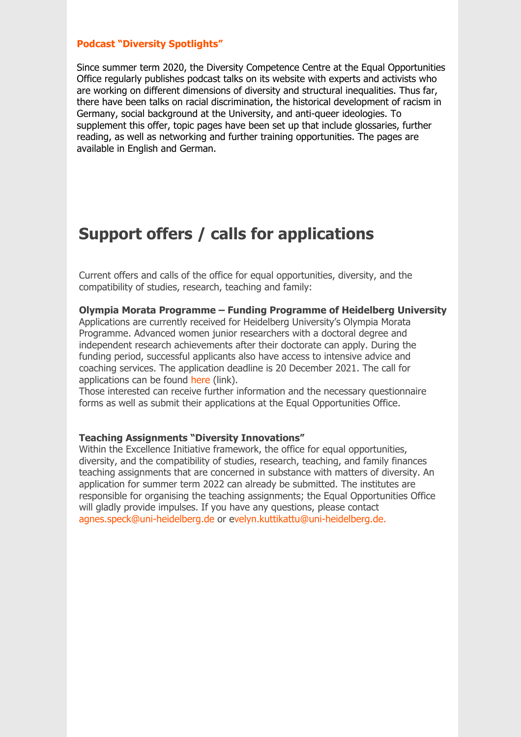**Podcast "Diversity Spotlights"**

Since summer term 2020, the Diversity Competence Centre at the Equal Opportunities Office regularly publishes podcast talks on its website with experts and activists who are working on different dimensions of diversity and structural inequalities. Thus far, there have been talks on racial discrimination, the historical development of racism in Germany, social background at the University, and anti-queer ideologies. To supplement this offer, topic pages have been set up that include glossaries, further reading, as well as networking and further training opportunities. The pages are available in English and German.

## Support offers / calls for applications

Current offers and calls of the office for equal opportunities, diversity, and the compatibility of studies, research, teaching and family:

**Olympia Morata Programme – Funding Programme of Heidelberg University**
Applications are currently received for Heidelberg University's Olympia Morata Programme. Advanced women junior researchers with a doctoral degree and independent research achievements after their doctorate can apply. During the funding period, successful applicants also have access to intensive advice and coaching services. The application deadline is 20 December 2021. The call for applications can be found here (link).
Those interested can receive further information and the necessary questionnaire forms as well as submit their applications at the Equal Opportunities Office.

**Teaching Assignments "Diversity Innovations"**
Within the Excellence Initiative framework, the office for equal opportunities, diversity, and the compatibility of studies, research, teaching, and family finances teaching assignments that are concerned in substance with matters of diversity. An application for summer term 2022 can already be submitted. The institutes are responsible for organising the teaching assignments; the Equal Opportunities Office will gladly provide impulses. If you have any questions, please contact agnes.speck@uni-heidelberg.de or evelyn.kuttikattu@uni-heidelberg.de.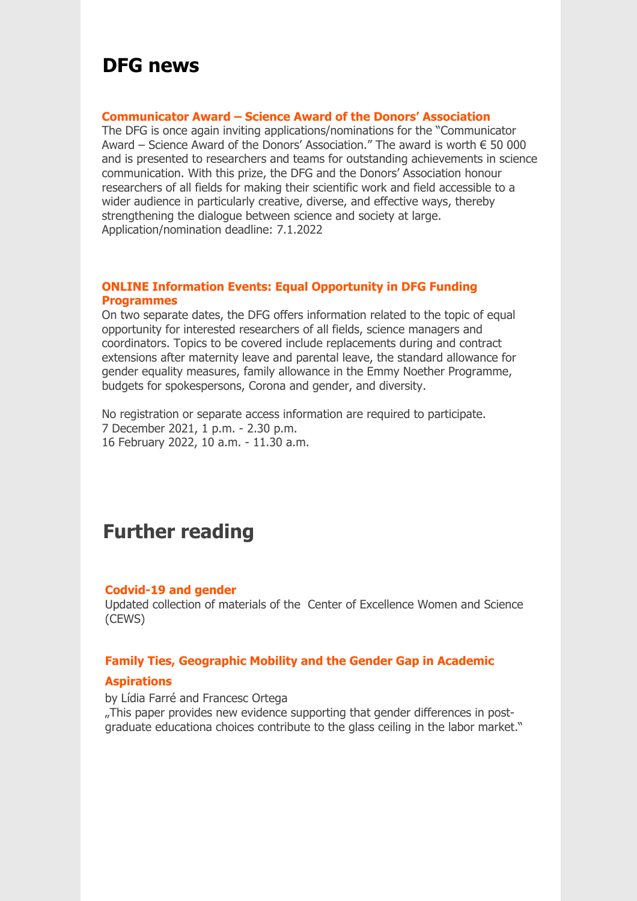# DFG news

**Communicator Award – Science Award of the Donors' Association**

The DFG is once again inviting applications/nominations for the "Communicator Award – Science Award of the Donors' Association." The award is worth € 50 000 and is presented to researchers and teams for outstanding achievements in science communication. With this prize, the DFG and the Donors' Association honour researchers of all fields for making their scientific work and field accessible to a wider audience in particularly creative, diverse, and effective ways, thereby strengthening the dialogue between science and society at large.
Application/nomination deadline: 7.1.2022

**ONLINE Information Events: Equal Opportunity in DFG Funding Programmes**

On two separate dates, the DFG offers information related to the topic of equal opportunity for interested researchers of all fields, science managers and coordinators. Topics to be covered include replacements during and contract extensions after maternity leave and parental leave, the standard allowance for gender equality measures, family allowance in the Emmy Noether Programme, budgets for spokespersons, Corona and gender, and diversity.

No registration or separate access information are required to participate.
7 December 2021, 1 p.m. - 2.30 p.m.
16 February 2022, 10 a.m. - 11.30 a.m.

# Further reading

**Codvid-19 and gender**

Updated collection of materials of the Center of Excellence Women and Science (CEWS)

**Family Ties, Geographic Mobility and the Gender Gap in Academic Aspirations**

by Lídia Farré and Francesc Ortega
„This paper provides new evidence supporting that gender differences in post-graduate educationa choices contribute to the glass ceiling in the labor market."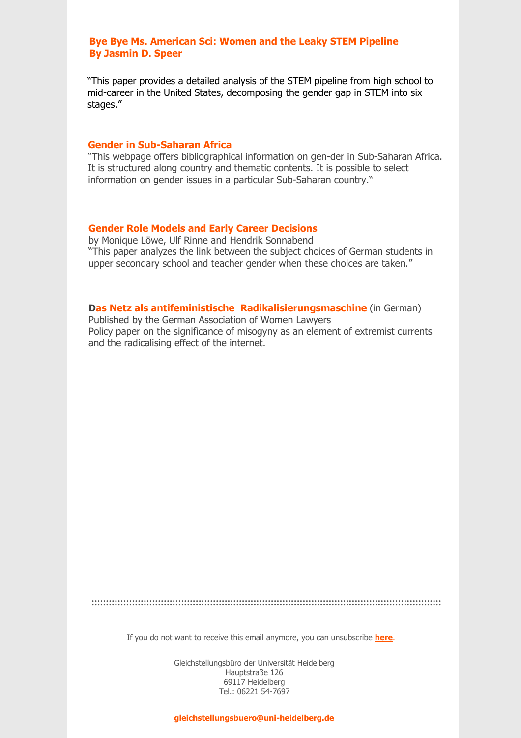**Bye Bye Ms. American Sci: Women and the Leaky STEM Pipeline**
**By Jasmin D. Speer**

"This paper provides a detailed analysis of the STEM pipeline from high school to mid-career in the United States, decomposing the gender gap in STEM into six stages."

**Gender in Sub-Saharan Africa**

"This webpage offers bibliographical information on gen-der in Sub-Saharan Africa. It is structured along country and thematic contents. It is possible to select information on gender issues in a particular Sub-Saharan country."

**Gender Role Models and Early Career Decisions**

by Monique Löwe, Ulf Rinne and Hendrik Sonnabend

"This paper analyzes the link between the subject choices of German students in upper secondary school and teacher gender when these choices are taken."

**Das Netz als antifeministische Radikalisierungsmaschine** (in German)

Published by the German Association of Women Lawyers

Policy paper on the significance of misogyny as an element of extremist currents and the radicalising effect of the internet.

---

If you do not want to receive this email anymore, you can unsubscribe **here**.

Gleichstellungsbüro der Universität Heidelberg
Hauptstraße 126
69117 Heidelberg
Tel.: 06221 54-7697

**gleichstellungsbuero@uni-heidelberg.de**